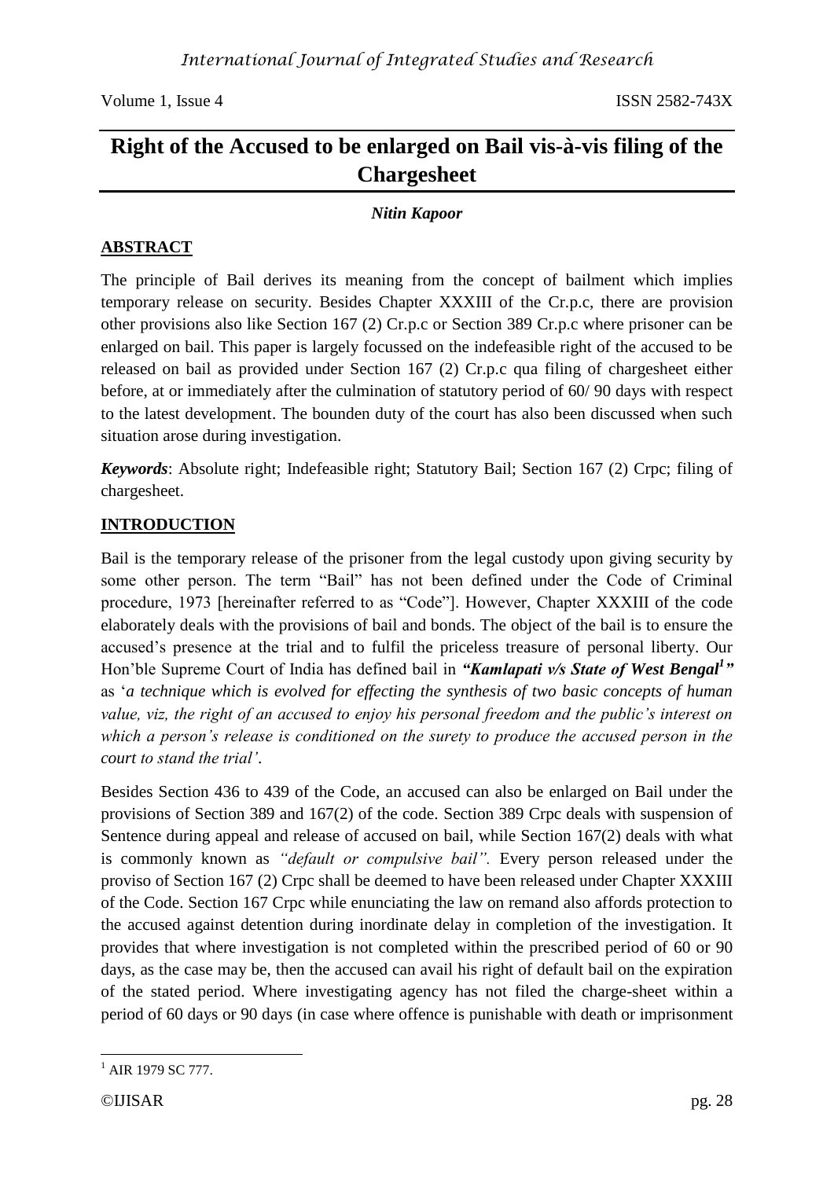# Right of the Accused to be enlarged on Bail vis-à-vis filing of the Chargesheet

***Nitin Kapoor***

## ABSTRACT

The principle of Bail derives its meaning from the concept of bailment which implies temporary release on security. Besides Chapter XXXIII of the Cr.p.c, there are provision other provisions also like Section 167 (2) Cr.p.c or Section 389 Cr.p.c where prisoner can be enlarged on bail. This paper is largely focussed on the indefeasible right of the accused to be released on bail as provided under Section 167 (2) Cr.p.c qua filing of chargesheet either before, at or immediately after the culmination of statutory period of 60/ 90 days with respect to the latest development. The bounden duty of the court has also been discussed when such situation arose during investigation.

***Keywords***: Absolute right; Indefeasible right; Statutory Bail; Section 167 (2) Crpc; filing of chargesheet.

## INTRODUCTION

Bail is the temporary release of the prisoner from the legal custody upon giving security by some other person. The term "Bail" has not been defined under the Code of Criminal procedure, 1973 [hereinafter referred to as "Code"]. However, Chapter XXXIII of the code elaborately deals with the provisions of bail and bonds. The object of the bail is to ensure the accused's presence at the trial and to fulfil the priceless treasure of personal liberty. Our Hon'ble Supreme Court of India has defined bail in ***"Kamlapati v/s State of West Bengal[1]"*** as '*a technique which is evolved for effecting the synthesis of two basic concepts of human value, viz, the right of an accused to enjoy his personal freedom and the public's interest on which a person's release is conditioned on the surety to produce the accused person in the court to stand the trial'*.

Besides Section 436 to 439 of the Code, an accused can also be enlarged on Bail under the provisions of Section 389 and 167(2) of the code. Section 389 Crpc deals with suspension of Sentence during appeal and release of accused on bail, while Section 167(2) deals with what is commonly known as *"default or compulsive bail".* Every person released under the proviso of Section 167 (2) Crpc shall be deemed to have been released under Chapter XXXIII of the Code. Section 167 Crpc while enunciating the law on remand also affords protection to the accused against detention during inordinate delay in completion of the investigation. It provides that where investigation is not completed within the prescribed period of 60 or 90 days, as the case may be, then the accused can avail his right of default bail on the expiration of the stated period. Where investigating agency has not filed the charge-sheet within a period of 60 days or 90 days (in case where offence is punishable with death or imprisonment

---

[1] AIR 1979 SC 777.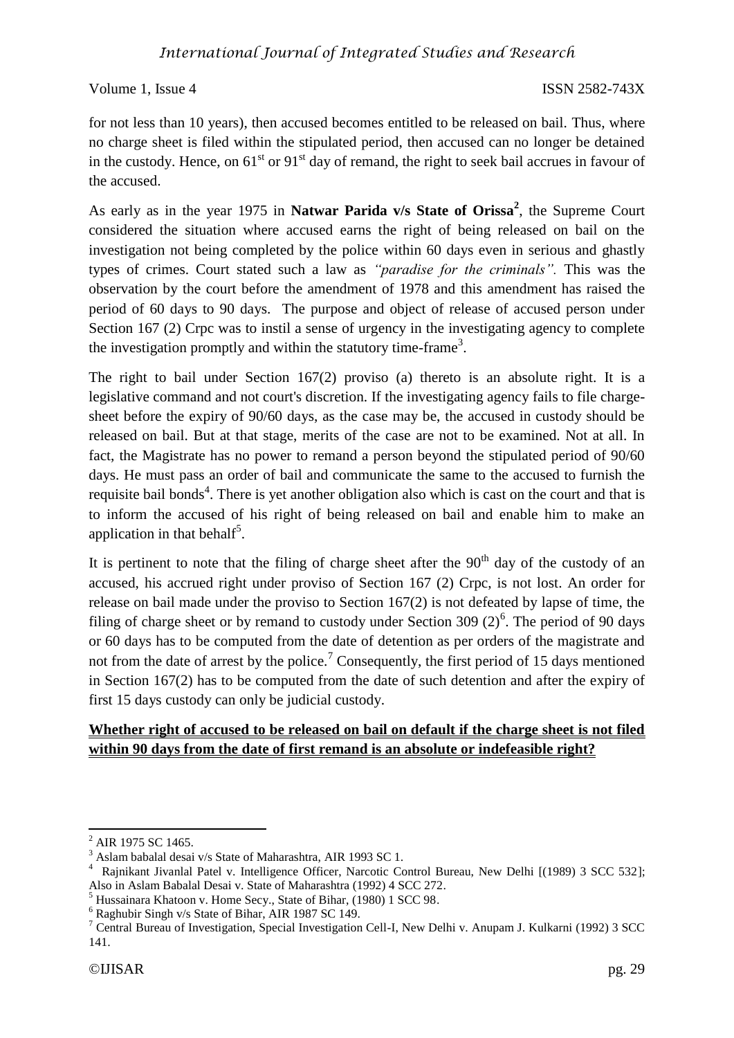for not less than 10 years), then accused becomes entitled to be released on bail. Thus, where no charge sheet is filed within the stipulated period, then accused can no longer be detained in the custody. Hence, on 61st or 91st day of remand, the right to seek bail accrues in favour of the accused.

As early as in the year 1975 in **Natwar Parida v/s State of Orissa**[2], the Supreme Court considered the situation where accused earns the right of being released on bail on the investigation not being completed by the police within 60 days even in serious and ghastly types of crimes. Court stated such a law as *"paradise for the criminals".* This was the observation by the court before the amendment of 1978 and this amendment has raised the period of 60 days to 90 days. The purpose and object of release of accused person under Section 167 (2) Crpc was to instil a sense of urgency in the investigating agency to complete the investigation promptly and within the statutory time-frame[3].

The right to bail under Section 167(2) proviso (a) thereto is an absolute right. It is a legislative command and not court's discretion. If the investigating agency fails to file charge-sheet before the expiry of 90/60 days, as the case may be, the accused in custody should be released on bail. But at that stage, merits of the case are not to be examined. Not at all. In fact, the Magistrate has no power to remand a person beyond the stipulated period of 90/60 days. He must pass an order of bail and communicate the same to the accused to furnish the requisite bail bonds[4]. There is yet another obligation also which is cast on the court and that is to inform the accused of his right of being released on bail and enable him to make an application in that behalf[5].

It is pertinent to note that the filing of charge sheet after the 90th day of the custody of an accused, his accrued right under proviso of Section 167 (2) Crpc, is not lost. An order for release on bail made under the proviso to Section 167(2) is not defeated by lapse of time, the filing of charge sheet or by remand to custody under Section 309 (2)[6]. The period of 90 days or 60 days has to be computed from the date of detention as per orders of the magistrate and not from the date of arrest by the police.[7] Consequently, the first period of 15 days mentioned in Section 167(2) has to be computed from the date of such detention and after the expiry of first 15 days custody can only be judicial custody.

**Whether right of accused to be released on bail on default if the charge sheet is not filed within 90 days from the date of first remand is an absolute or indefeasible right?**

---

[2] AIR 1975 SC 1465.

[3] Aslam babalal desai v/s State of Maharashtra, AIR 1993 SC 1.

[4] Rajnikant Jivanlal Patel v. Intelligence Officer, Narcotic Control Bureau, New Delhi [(1989) 3 SCC 532]; Also in Aslam Babalal Desai v. State of Maharashtra (1992) 4 SCC 272.

[5] Hussainara Khatoon v. Home Secy., State of Bihar, (1980) 1 SCC 98.

[6] Raghubir Singh v/s State of Bihar, AIR 1987 SC 149.

[7] Central Bureau of Investigation, Special Investigation Cell-I, New Delhi v. Anupam J. Kulkarni (1992) 3 SCC 141.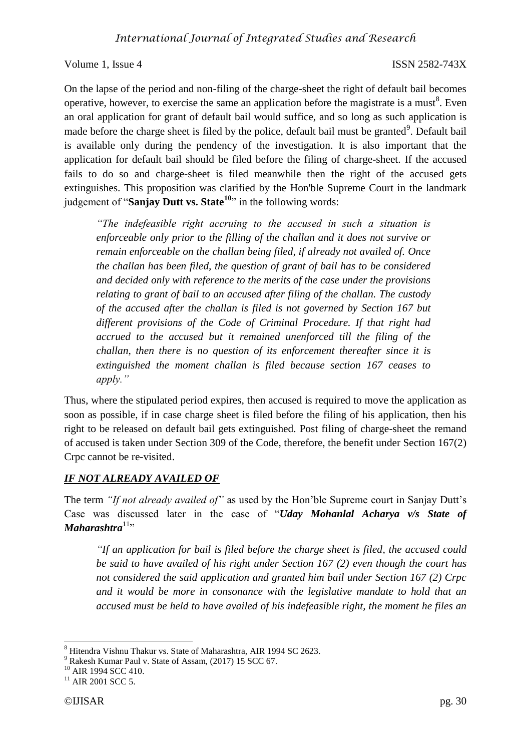On the lapse of the period and non-filing of the charge-sheet the right of default bail becomes operative, however, to exercise the same an application before the magistrate is a must[8]. Even an oral application for grant of default bail would suffice, and so long as such application is made before the charge sheet is filed by the police, default bail must be granted[9]. Default bail is available only during the pendency of the investigation. It is also important that the application for default bail should be filed before the filing of charge-sheet. If the accused fails to do so and charge-sheet is filed meanwhile then the right of the accused gets extinguishes. This proposition was clarified by the Hon'ble Supreme Court in the landmark judgement of "**Sanjay Dutt vs. State[10]**" in the following words:

> *"The indefeasible right accruing to the accused in such a situation is enforceable only prior to the filling of the challan and it does not survive or remain enforceable on the challan being filed, if already not availed of. Once the challan has been filed, the question of grant of bail has to be considered and decided only with reference to the merits of the case under the provisions relating to grant of bail to an accused after filing of the challan. The custody of the accused after the challan is filed is not governed by Section 167 but different provisions of the Code of Criminal Procedure. If that right had accrued to the accused but it remained unenforced till the filing of the challan, then there is no question of its enforcement thereafter since it is extinguished the moment challan is filed because section 167 ceases to apply."*

Thus, where the stipulated period expires, then accused is required to move the application as soon as possible, if in case charge sheet is filed before the filing of his application, then his right to be released on default bail gets extinguished. Post filing of charge-sheet the remand of accused is taken under Section 309 of the Code, therefore, the benefit under Section 167(2) Crpc cannot be re-visited.

## ***IF NOT ALREADY AVAILED OF***

The term *"If not already availed of"* as used by the Hon'ble Supreme court in Sanjay Dutt's Case was discussed later in the case of "***Uday Mohanlal Acharya v/s State of Maharashtra***[11]"

> *"If an application for bail is filed before the charge sheet is filed, the accused could be said to have availed of his right under Section 167 (2) even though the court has not considered the said application and granted him bail under Section 167 (2) Crpc and it would be more in consonance with the legislative mandate to hold that an accused must be held to have availed of his indefeasible right, the moment he files an*

---

[8] Hitendra Vishnu Thakur vs. State of Maharashtra, AIR 1994 SC 2623.

[9] Rakesh Kumar Paul v. State of Assam, (2017) 15 SCC 67.

[10] AIR 1994 SCC 410.

[11] AIR 2001 SCC 5.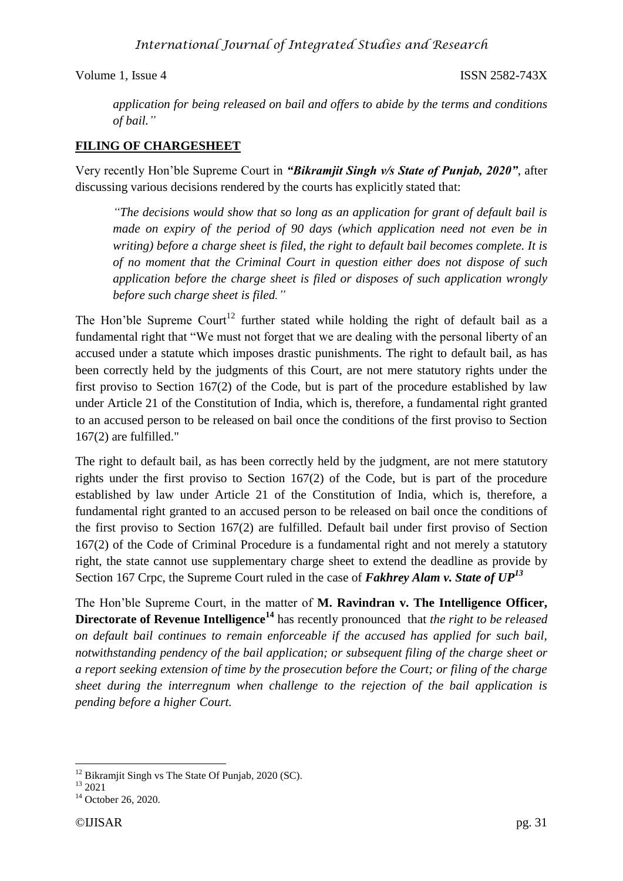*application for being released on bail and offers to abide by the terms and conditions of bail."*

## FILING OF CHARGESHEET

Very recently Hon'ble Supreme Court in ***"Bikramjit Singh v/s State of Punjab, 2020"***, after discussing various decisions rendered by the courts has explicitly stated that:

> *"The decisions would show that so long as an application for grant of default bail is made on expiry of the period of 90 days (which application need not even be in writing) before a charge sheet is filed, the right to default bail becomes complete. It is of no moment that the Criminal Court in question either does not dispose of such application before the charge sheet is filed or disposes of such application wrongly before such charge sheet is filed."*

The Hon'ble Supreme Court[12] further stated while holding the right of default bail as a fundamental right that "We must not forget that we are dealing with the personal liberty of an accused under a statute which imposes drastic punishments. The right to default bail, as has been correctly held by the judgments of this Court, are not mere statutory rights under the first proviso to Section 167(2) of the Code, but is part of the procedure established by law under Article 21 of the Constitution of India, which is, therefore, a fundamental right granted to an accused person to be released on bail once the conditions of the first proviso to Section 167(2) are fulfilled."

The right to default bail, as has been correctly held by the judgment, are not mere statutory rights under the first proviso to Section 167(2) of the Code, but is part of the procedure established by law under Article 21 of the Constitution of India, which is, therefore, a fundamental right granted to an accused person to be released on bail once the conditions of the first proviso to Section 167(2) are fulfilled. Default bail under first proviso of Section 167(2) of the Code of Criminal Procedure is a fundamental right and not merely a statutory right, the state cannot use supplementary charge sheet to extend the deadline as provide by Section 167 Crpc, the Supreme Court ruled in the case of ***Fakhrey Alam v. State of UP***[13]

The Hon'ble Supreme Court, in the matter of **M. Ravindran v. The Intelligence Officer, Directorate of Revenue Intelligence**[14] has recently pronounced that *the right to be released on default bail continues to remain enforceable if the accused has applied for such bail, notwithstanding pendency of the bail application; or subsequent filing of the charge sheet or a report seeking extension of time by the prosecution before the Court; or filing of the charge sheet during the interregnum when challenge to the rejection of the bail application is pending before a higher Court.*

---

[12] Bikramjit Singh vs The State Of Punjab, 2020 (SC).

[13] 2021

[14] October 26, 2020.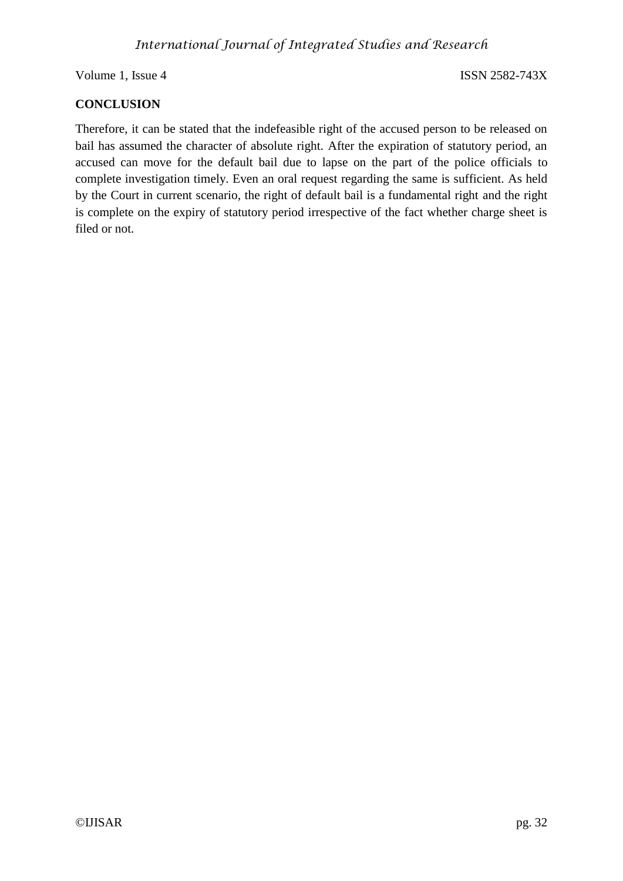## CONCLUSION

Therefore, it can be stated that the indefeasible right of the accused person to be released on bail has assumed the character of absolute right. After the expiration of statutory period, an accused can move for the default bail due to lapse on the part of the police officials to complete investigation timely. Even an oral request regarding the same is sufficient. As held by the Court in current scenario, the right of default bail is a fundamental right and the right is complete on the expiry of statutory period irrespective of the fact whether charge sheet is filed or not.